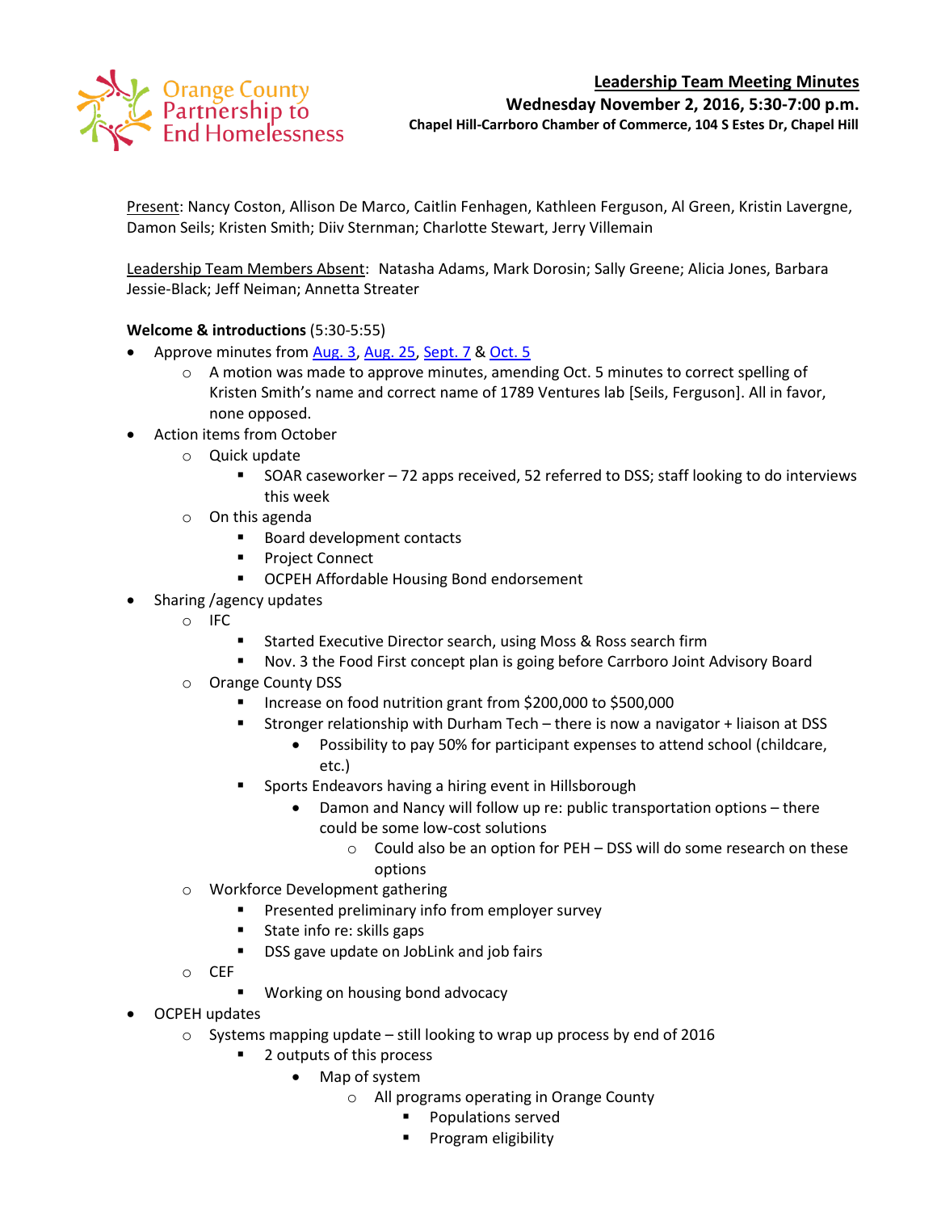Orange County Partnership to End Homelessness

**Leadership Team Meeting Minutes**
**Wednesday November 2, 2016, 5:30-7:00 p.m.**
**Chapel Hill-Carrboro Chamber of Commerce, 104 S Estes Dr, Chapel Hill**

Present: Nancy Coston, Allison De Marco, Caitlin Fenhagen, Kathleen Ferguson, Al Green, Kristin Lavergne, Damon Seils; Kristen Smith; Diiv Sternman; Charlotte Stewart, Jerry Villemain

Leadership Team Members Absent: Natasha Adams, Mark Dorosin; Sally Greene; Alicia Jones, Barbara Jessie-Black; Jeff Neiman; Annetta Streater

**Welcome & introductions** (5:30-5:55)

- Approve minutes from Aug. 3, Aug. 25, Sept. 7 & Oct. 5
  - A motion was made to approve minutes, amending Oct. 5 minutes to correct spelling of Kristen Smith's name and correct name of 1789 Ventures lab [Seils, Ferguson]. All in favor, none opposed.
- Action items from October
  - Quick update
    - SOAR caseworker – 72 apps received, 52 referred to DSS; staff looking to do interviews this week
  - On this agenda
    - Board development contacts
    - Project Connect
    - OCPEH Affordable Housing Bond endorsement
- Sharing /agency updates
  - IFC
    - Started Executive Director search, using Moss & Ross search firm
    - Nov. 3 the Food First concept plan is going before Carrboro Joint Advisory Board
  - Orange County DSS
    - Increase on food nutrition grant from $200,000 to $500,000
    - Stronger relationship with Durham Tech – there is now a navigator + liaison at DSS
      - Possibility to pay 50% for participant expenses to attend school (childcare, etc.)
    - Sports Endeavors having a hiring event in Hillsborough
      - Damon and Nancy will follow up re: public transportation options – there could be some low-cost solutions
        - Could also be an option for PEH – DSS will do some research on these options
  - Workforce Development gathering
    - Presented preliminary info from employer survey
    - State info re: skills gaps
    - DSS gave update on JobLink and job fairs
  - CEF
    - Working on housing bond advocacy
- OCPEH updates
  - Systems mapping update – still looking to wrap up process by end of 2016
    - 2 outputs of this process
      - Map of system
        - All programs operating in Orange County
          - Populations served
          - Program eligibility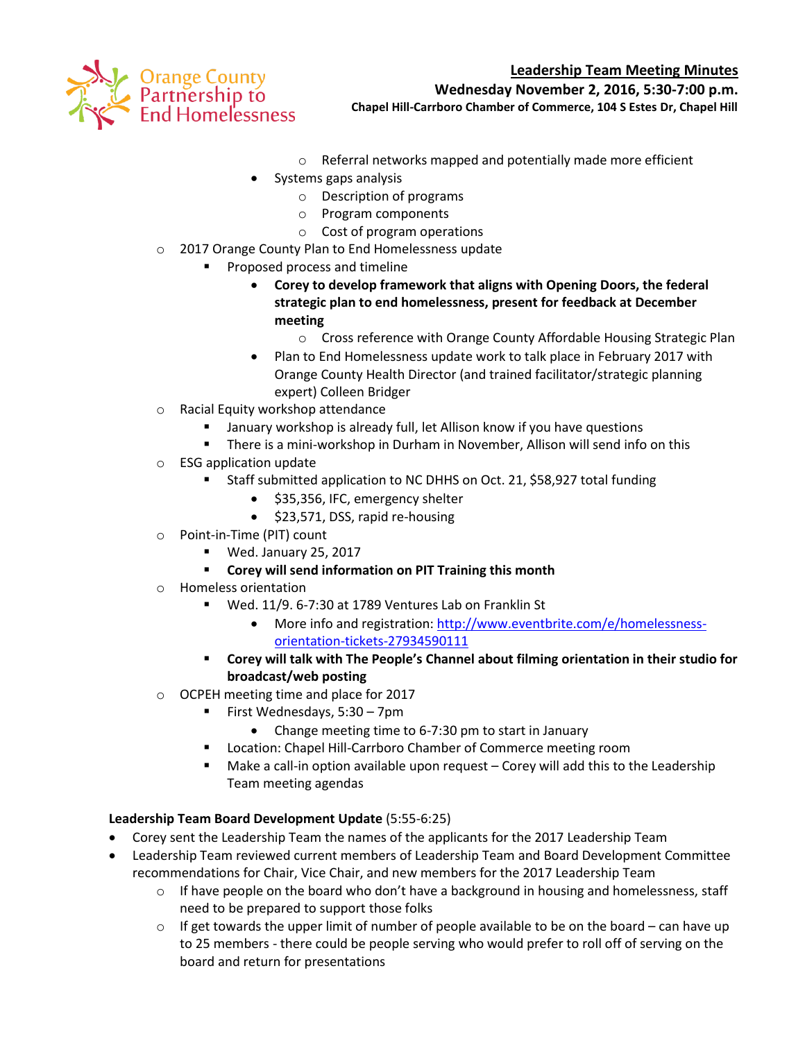- Referral networks mapped and potentially made more efficient
  - Systems gaps analysis
    - Description of programs
    - Program components
    - Cost of program operations
- 2017 Orange County Plan to End Homelessness update
  - Proposed process and timeline
    - **Corey to develop framework that aligns with Opening Doors, the federal strategic plan to end homelessness, present for feedback at December meeting**
      - Cross reference with Orange County Affordable Housing Strategic Plan
    - Plan to End Homelessness update work to talk place in February 2017 with Orange County Health Director (and trained facilitator/strategic planning expert) Colleen Bridger
- Racial Equity workshop attendance
  - January workshop is already full, let Allison know if you have questions
  - There is a mini-workshop in Durham in November, Allison will send info on this
- ESG application update
  - Staff submitted application to NC DHHS on Oct. 21, $58,927 total funding
    - $35,356, IFC, emergency shelter
    - $23,571, DSS, rapid re-housing
- Point-in-Time (PIT) count
  - Wed. January 25, 2017
  - **Corey will send information on PIT Training this month**
- Homeless orientation
  - Wed. 11/9. 6-7:30 at 1789 Ventures Lab on Franklin St
    - More info and registration: [http://www.eventbrite.com/e/homelessness-orientation-tickets-27934590111](http://www.eventbrite.com/e/homelessness-orientation-tickets-27934590111)
  - **Corey will talk with The People's Channel about filming orientation in their studio for broadcast/web posting**
- OCPEH meeting time and place for 2017
  - First Wednesdays, 5:30 – 7pm
    - Change meeting time to 6-7:30 pm to start in January
  - Location: Chapel Hill-Carrboro Chamber of Commerce meeting room
  - Make a call-in option available upon request – Corey will add this to the Leadership Team meeting agendas

**Leadership Team Board Development Update** (5:55-6:25)

- Corey sent the Leadership Team the names of the applicants for the 2017 Leadership Team
- Leadership Team reviewed current members of Leadership Team and Board Development Committee recommendations for Chair, Vice Chair, and new members for the 2017 Leadership Team
  - If have people on the board who don't have a background in housing and homelessness, staff need to be prepared to support those folks
  - If get towards the upper limit of number of people available to be on the board – can have up to 25 members - there could be people serving who would prefer to roll off of serving on the board and return for presentations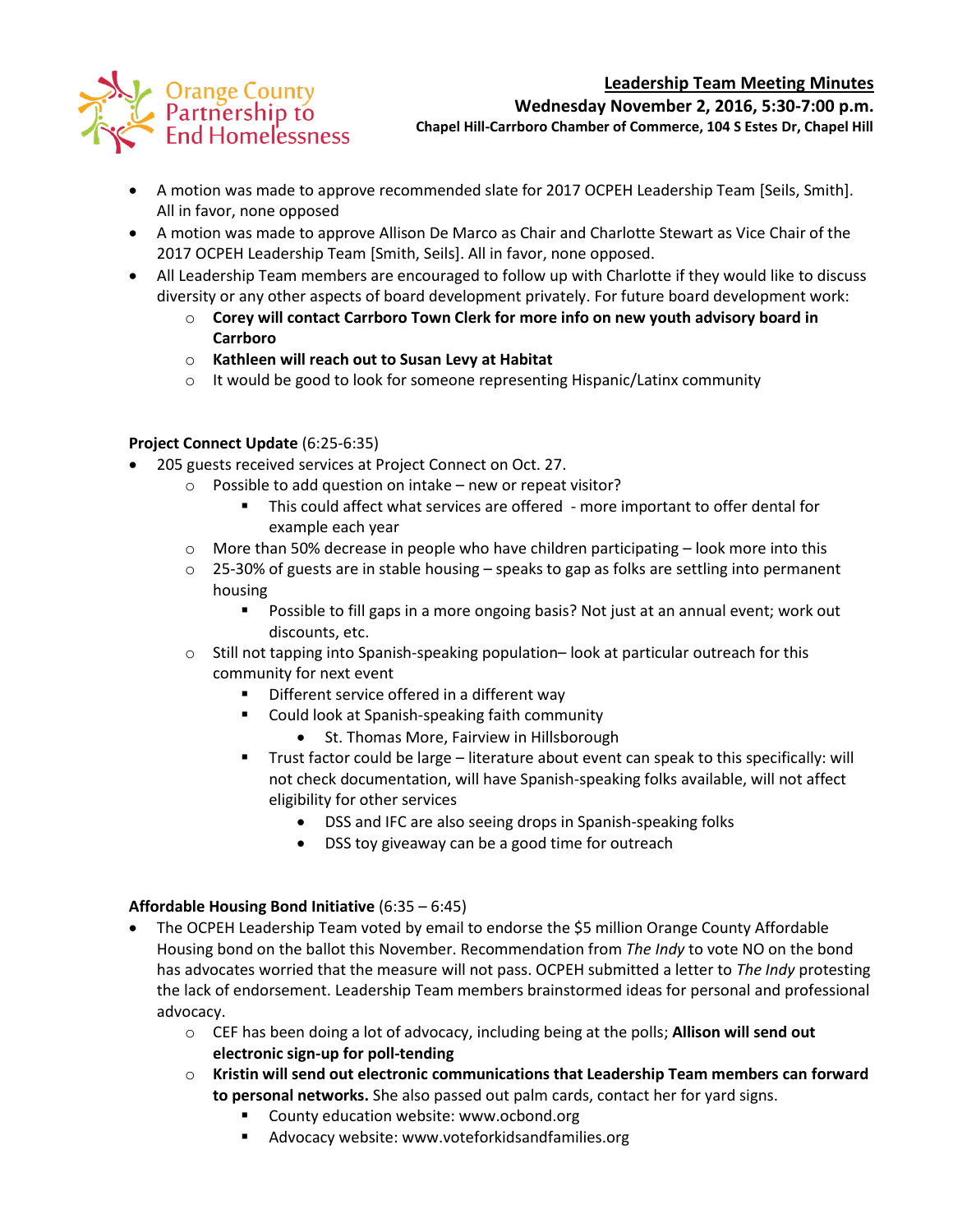**Leadership Team Meeting Minutes**

**Wednesday November 2, 2016, 5:30-7:00 p.m.**

**Chapel Hill-Carrboro Chamber of Commerce, 104 S Estes Dr, Chapel Hill**

- A motion was made to approve recommended slate for 2017 OCPEH Leadership Team [Seils, Smith]. All in favor, none opposed
- A motion was made to approve Allison De Marco as Chair and Charlotte Stewart as Vice Chair of the 2017 OCPEH Leadership Team [Smith, Seils]. All in favor, none opposed.
- All Leadership Team members are encouraged to follow up with Charlotte if they would like to discuss diversity or any other aspects of board development privately. For future board development work:
    - **Corey will contact Carrboro Town Clerk for more info on new youth advisory board in Carrboro**
    - **Kathleen will reach out to Susan Levy at Habitat**
    - It would be good to look for someone representing Hispanic/Latinx community

**Project Connect Update** (6:25-6:35)

- 205 guests received services at Project Connect on Oct. 27.
    - Possible to add question on intake – new or repeat visitor?
        - This could affect what services are offered - more important to offer dental for example each year
    - More than 50% decrease in people who have children participating – look more into this
    - 25-30% of guests are in stable housing – speaks to gap as folks are settling into permanent housing
        - Possible to fill gaps in a more ongoing basis? Not just at an annual event; work out discounts, etc.
    - Still not tapping into Spanish-speaking population– look at particular outreach for this community for next event
        - Different service offered in a different way
        - Could look at Spanish-speaking faith community
            - St. Thomas More, Fairview in Hillsborough
        - Trust factor could be large – literature about event can speak to this specifically: will not check documentation, will have Spanish-speaking folks available, will not affect eligibility for other services
            - DSS and IFC are also seeing drops in Spanish-speaking folks
            - DSS toy giveaway can be a good time for outreach

**Affordable Housing Bond Initiative** (6:35 – 6:45)

- The OCPEH Leadership Team voted by email to endorse the $5 million Orange County Affordable Housing bond on the ballot this November. Recommendation from *The Indy* to vote NO on the bond has advocates worried that the measure will not pass. OCPEH submitted a letter to *The Indy* protesting the lack of endorsement. Leadership Team members brainstormed ideas for personal and professional advocacy.
    - CEF has been doing a lot of advocacy, including being at the polls; **Allison will send out electronic sign-up for poll-tending**
    - **Kristin will send out electronic communications that Leadership Team members can forward to personal networks.** She also passed out palm cards, contact her for yard signs.
        - County education website: www.ocbond.org
        - Advocacy website: www.voteforkidsandfamilies.org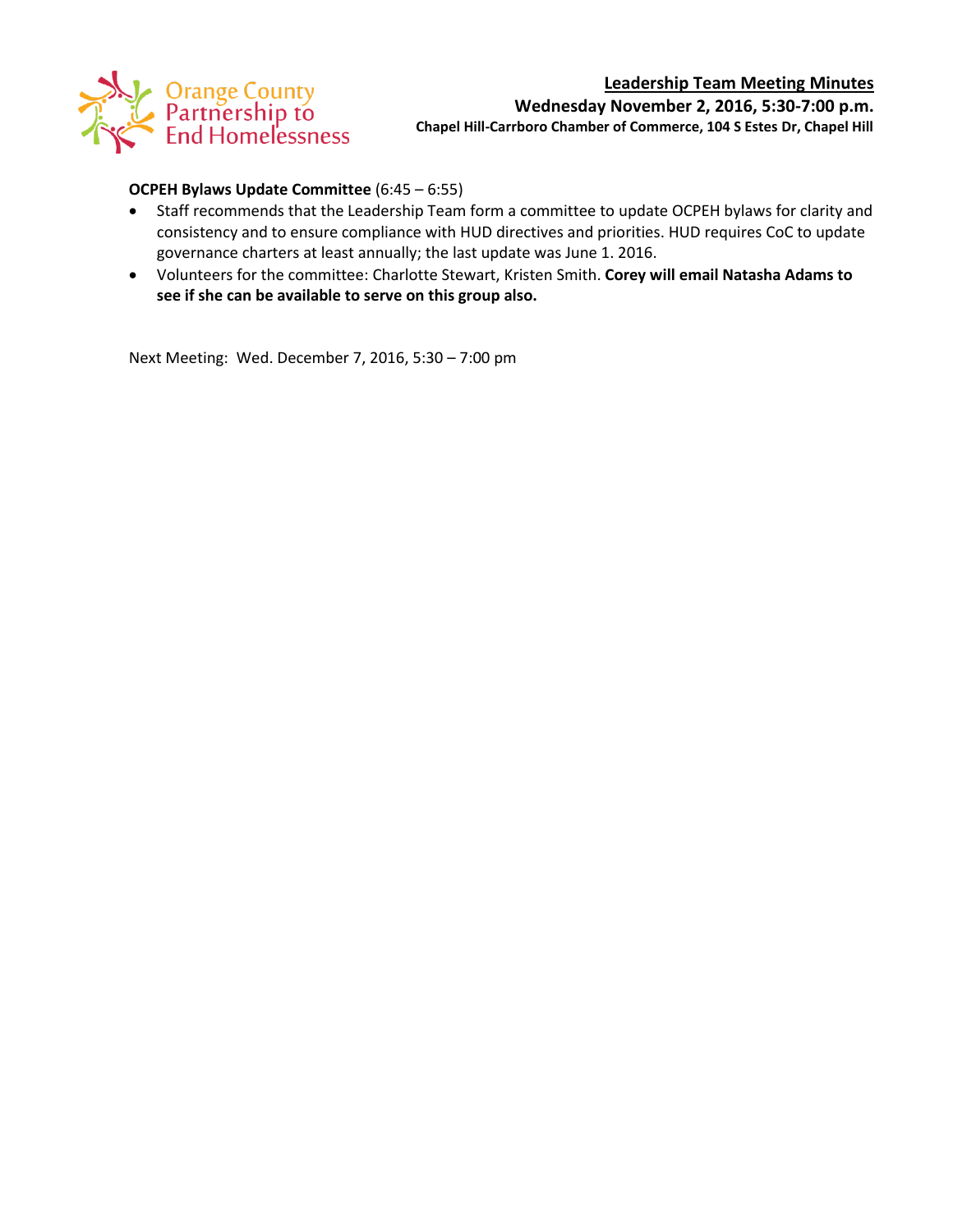**OCPEH Bylaws Update Committee** (6:45 – 6:55)

- Staff recommends that the Leadership Team form a committee to update OCPEH bylaws for clarity and consistency and to ensure compliance with HUD directives and priorities. HUD requires CoC to update governance charters at least annually; the last update was June 1. 2016.
- Volunteers for the committee: Charlotte Stewart, Kristen Smith. **Corey will email Natasha Adams to see if she can be available to serve on this group also.**

Next Meeting: Wed. December 7, 2016, 5:30 – 7:00 pm